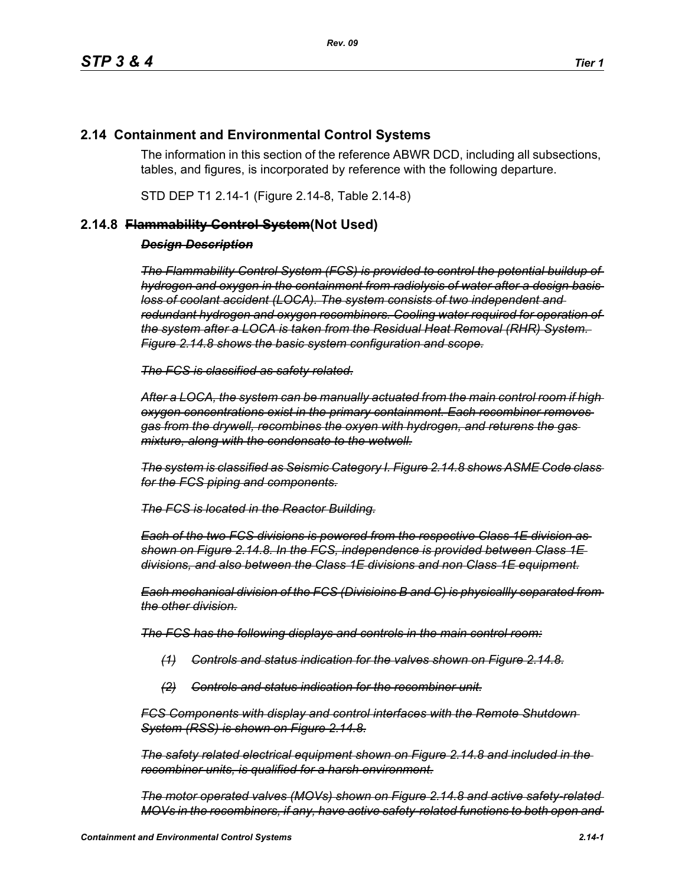## 2.14 Containment and Environmental Control Systems

The information in this section of the reference ABWR DCD, including all subsections, tables, and figures, is incorporated by reference with the following departure.

STD DEP T1 2.14-1 (Figure 2.14-8, Table 2.14-8)

### 2.14.8 ~~Flammability Control System~~(Not Used)

***~~Design Description~~***

*~~The Flammability Control System (FCS) is provided to control the potential buildup of hydrogen and oxygen in the containment from radiolysis of water after a design basis loss of coolant accident (LOCA). The system consists of two independent and redundant hydrogen and oxygen recombiners. Cooling water required for operation of the system after a LOCA is taken from the Residual Heat Removal (RHR) System. Figure 2.14.8 shows the basic system configuration and scope.~~*

*~~The FCS is classified as safety related.~~*

*~~After a LOCA, the system can be manually actuated from the main control room if high oxygen concentrations exist in the primary containment. Each recombiner removes gas from the drywell, recombines the oxyen with hydrogen, and returens the gas mixture, along with the condensate to the wetwell.~~*

*~~The system is classified as Seismic Category I. Figure 2.14.8 shows ASME Code class for the FCS piping and components.~~*

*~~The FCS is located in the Reactor Building.~~*

*~~Each of the two FCS divisions is powered from the respective Class 1E division as shown on Figure 2.14.8. In the FCS, independence is provided between Class 1E divisions, and also between the Class 1E divisions and non Class 1E equipment.~~*

*~~Each mechanical division of the FCS (Divisioins B and C) is physicallly separated from the other division.~~*

*~~The FCS has the following displays and controls in the main control room:~~*

*~~(1) Controls and status indication for the valves shown on Figure 2.14.8.~~*

*~~(2) Controls and status indication for the recombiner unit.~~*

*~~FCS Components with display and control interfaces with the Remote Shutdown System (RSS) is shown on Figure 2.14.8.~~*

*~~The safety related electrical equipment shown on Figure 2.14.8 and included in the recombiner units, is qualified for a harsh environment.~~*

*~~The motor operated valves (MOVs) shown on Figure 2.14.8 and active safety-related MOVs in the recombiners, if any, have active safety-related functions to both open and~~*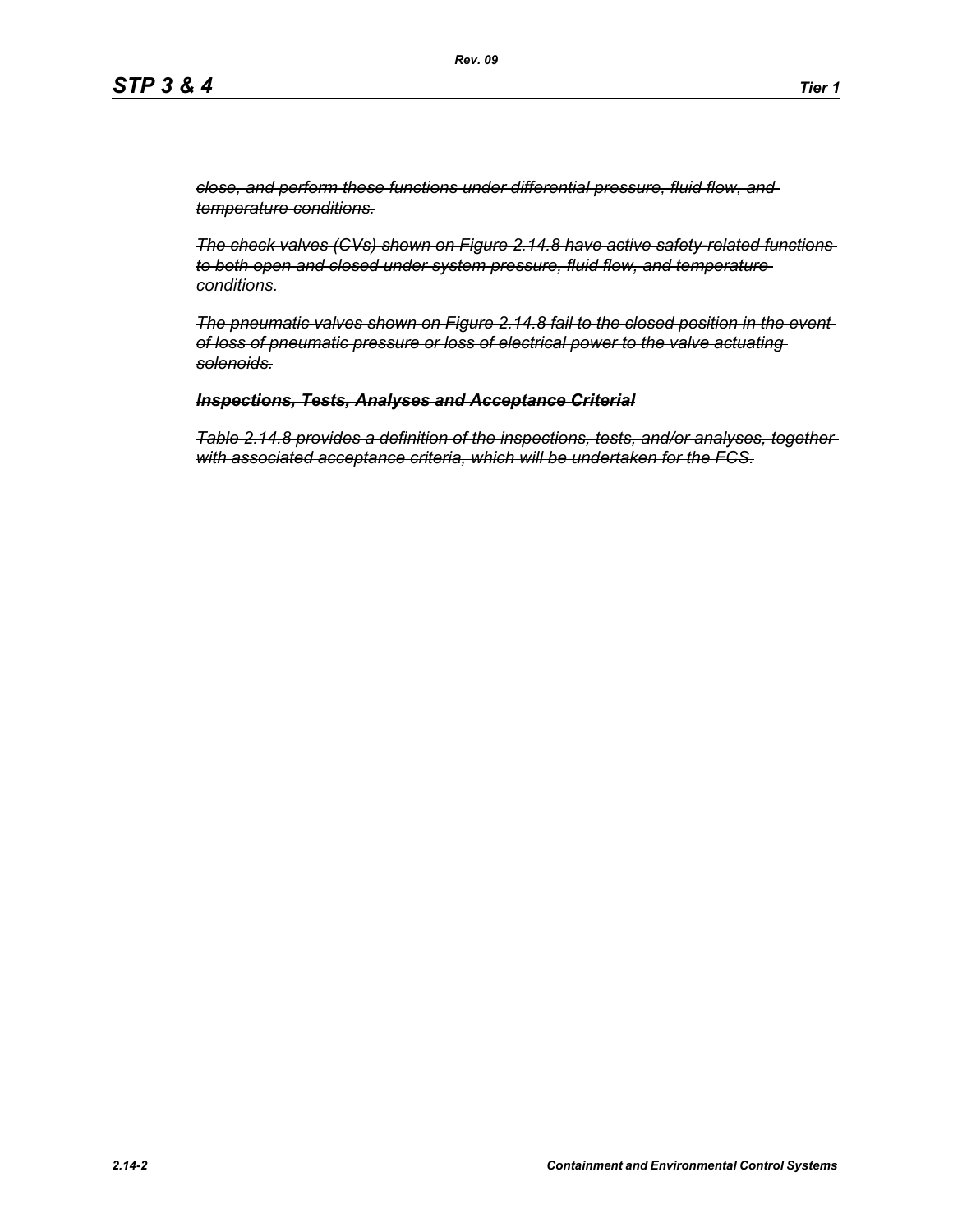~~*close, and perform these functions under differential pressure, fluid flow, and temperature conditions.*~~

~~*The check valves (CVs) shown on Figure 2.14.8 have active safety-related functions to both open and closed under system pressure, fluid flow, and temperature conditions.*~~

~~*The pneumatic valves shown on Figure 2.14.8 fail to the closed position in the event of loss of pneumatic pressure or loss of electrical power to the valve actuating solenoids.*~~

~~***Inspections, Tests, Analyses and Acceptance Criterial***~~

~~*Table 2.14.8 provides a definition of the inspections, tests, and/or analyses, together with associated acceptance criteria, which will be undertaken for the FCS.*~~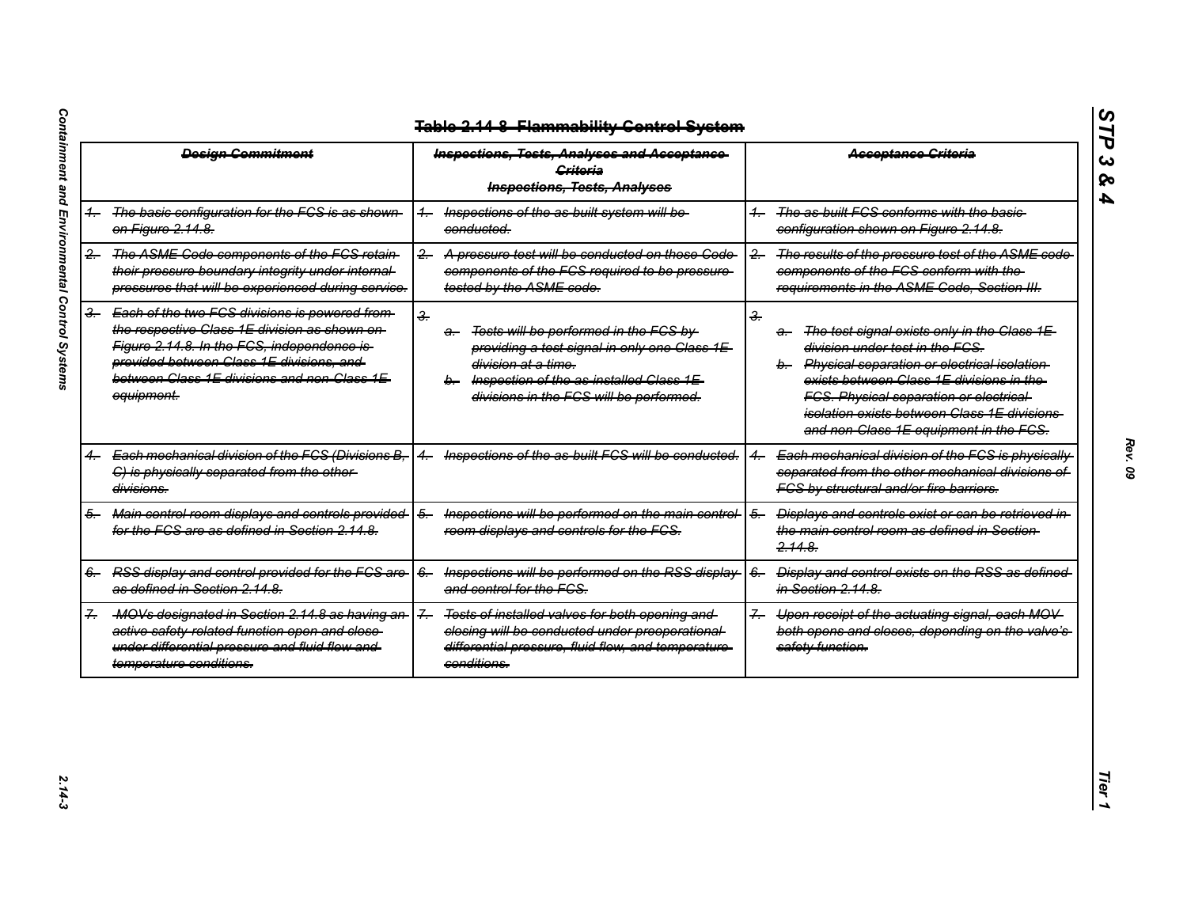~~Table 2.14-8 Flammability Control System~~

| ~~Design Commitment~~ | ~~Inspections, Tests, Analyses and Acceptance Criteria~~ *Inspections, Tests, Analyses* | ~~Acceptance Criteria~~ |
|---|---|---|
| ~~1. The basic configuration for the FCS is as shown on Figure 2.14.8.~~ | ~~1. Inspections of the as-built system will be conducted.~~ | ~~1. The as-built FCS conforms with the basic configuration shown on Figure 2.14.8.~~ |
| ~~2. The ASME Code components of the FCS retain their pressure boundary integrity under internal pressures that will be experienced during service.~~ | ~~2. A pressure test will be conducted on those Code components of the FCS required to be pressure-tested by the ASME code.~~ | ~~2. The results of the pressure test of the ASME code components of the FCS conform with the requirements in the ASME Code, Section III.~~ |
| ~~3. Each of the two FCS divisions is powered from the respective Class 1E division as shown on Figure 2.14.8. In the FCS, independence is provided between Class 1E divisions, and between Class 1E divisions and non-Class 1E equipment.~~ | ~~3.~~ ~~a. Tests will be performed in the FCS by providing a test signal in only one Class 1E division at a time.~~ ~~b. Inspection of the as-installed Class 1E divisions in the FCS will be performed.~~ | ~~3.~~ ~~a. The test signal exists only in the Class 1E division under test in the FCS.~~ ~~b. Physical separation or electrical isolation exists between Class 1E divisions in the FCS. Physical separation or electrical isolation exists between Class 1E divisions and non-Class 1E equipment in the FCS.~~ |
| ~~4. Each mechanical division of the FCS (Divisions B, C) is physically separated from the other divisions.~~ | ~~4. Inspections of the as-built FCS will be conducted.~~ | ~~4. Each mechanical division of the FCS is physically separated from the other mechanical divisions of FCS by structural and/or fire barriers.~~ |
| ~~5. Main control room displays and controls provided for the FCS are as defined in Section 2.14.8.~~ | ~~5. Inspections will be performed on the main control room displays and controls for the FCS.~~ | ~~5. Displays and controls exist or can be retrieved in the main control room as defined in Section 2.14.8.~~ |
| ~~6. RSS display and control provided for the FCS are as defined in Section 2.14.8.~~ | ~~6. Inspections will be performed on the RSS display and control for the FCS.~~ | ~~6. Display and control exists on the RSS as defined in Section 2.14.8.~~ |
| ~~7. MOVs designated in Section 2.14.8 as having an active safety-related function open and close under differential pressure and fluid flow and temperature conditions.~~ | ~~7. Tests of installed valves for both opening and closing will be conducted under preoperational differential pressure, fluid flow, and temperature conditions.~~ | ~~7. Upon receipt of the actuating signal, each MOV both opens and closes, depending on the valve's safety function.~~ |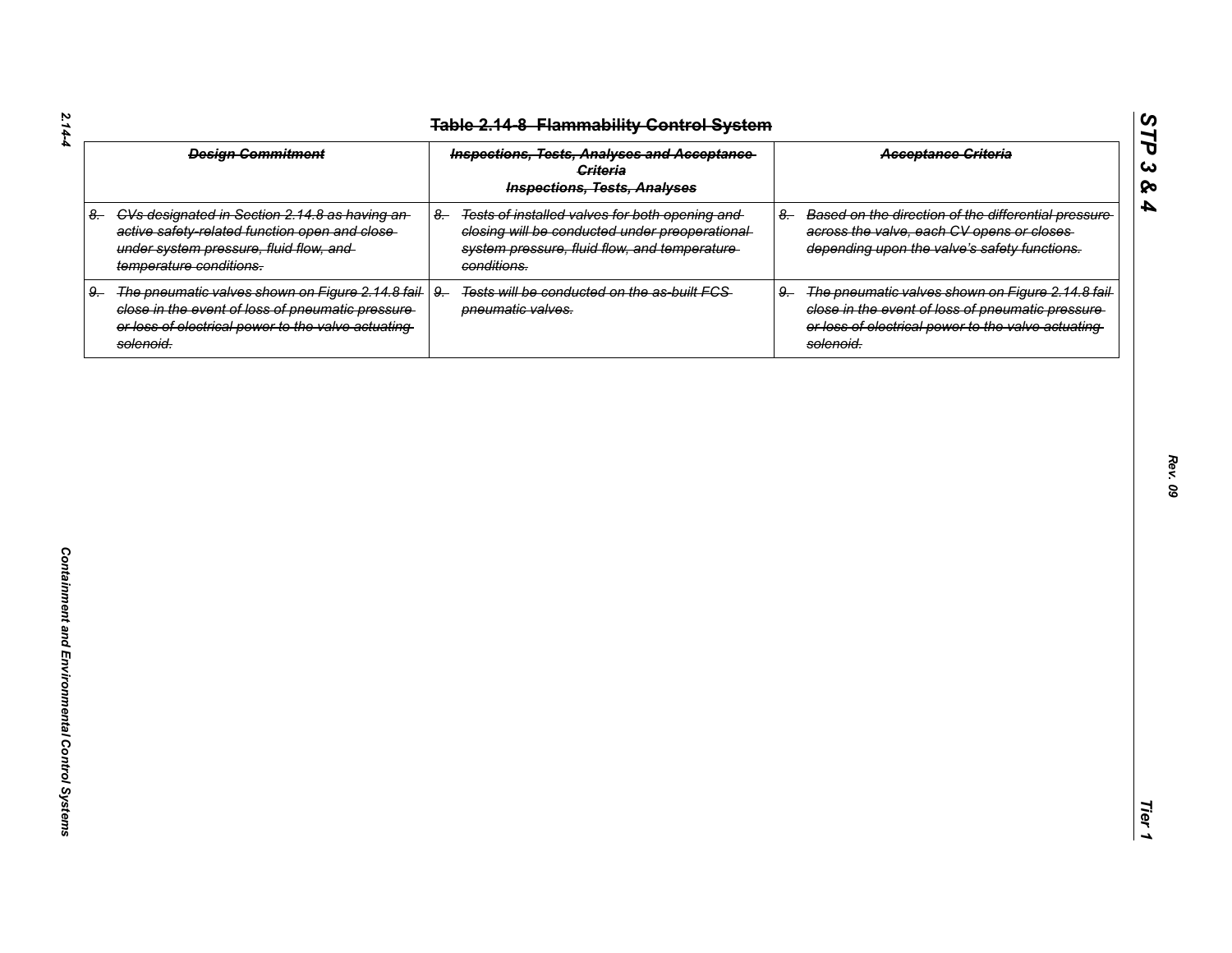## ~~Table 2.14-8 Flammability Control System~~

| ~~Design Commitment~~ | ~~Inspections, Tests, Analyses and Acceptance Criteria~~ **Inspections, Tests, Analyses** | ~~Acceptance Criteria~~ |
|---|---|---|
| ~~8. CVs designated in Section 2.14.8 as having an active safety-related function open and close under system pressure, fluid flow, and temperature conditions.~~ | ~~8. Tests of installed valves for both opening and closing will be conducted under preoperational system pressure, fluid flow, and temperature conditions.~~ | ~~8. Based on the direction of the differential pressure across the valve, each CV opens or closes depending upon the valve's safety functions.~~ |
| ~~9. The pneumatic valves shown on Figure 2.14.8 fail close in the event of loss of pneumatic pressure or loss of electrical power to the valve actuating solenoid.~~ | ~~9. Tests will be conducted on the as-built FCS pneumatic valves.~~ | ~~9. The pneumatic valves shown on Figure 2.14.8 fail close in the event of loss of pneumatic pressure or loss of electrical power to the valve actuating solenoid.~~ |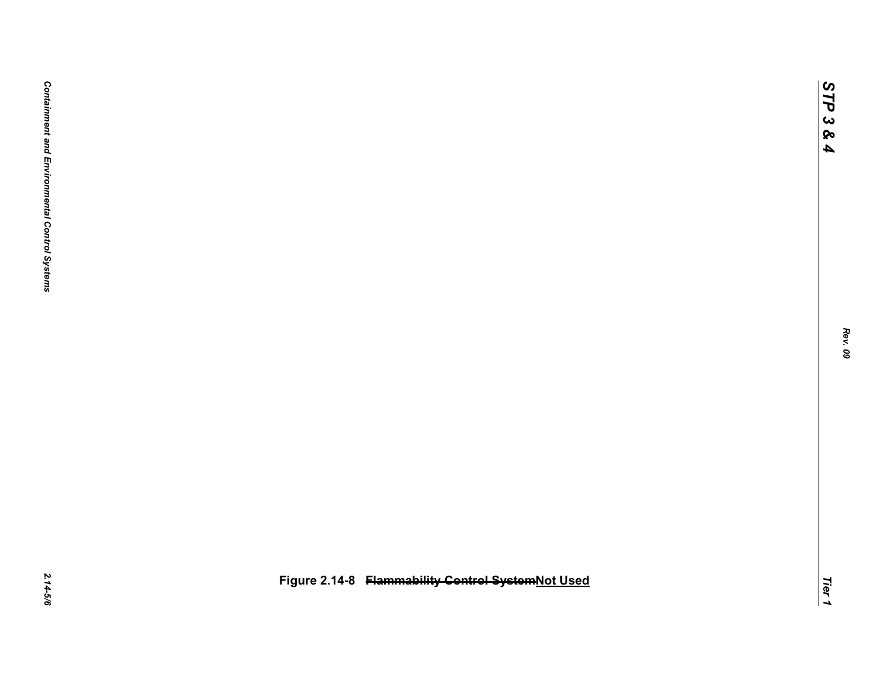Figure 2.14-8 ~~Flammability Control System~~Not Used